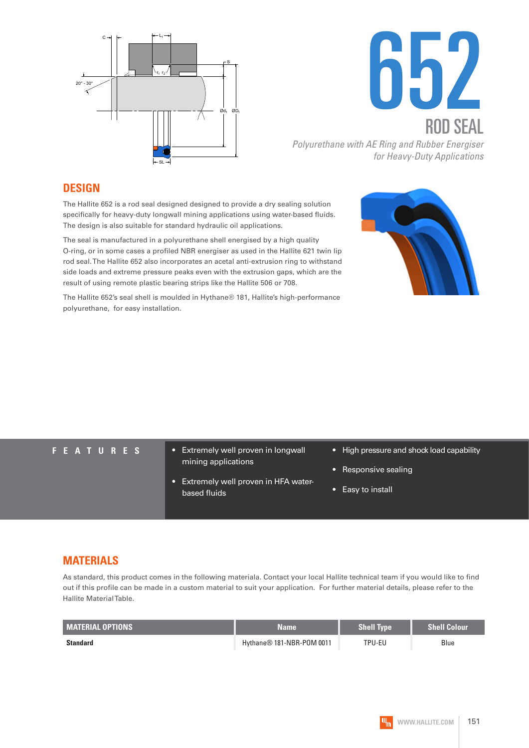# 652

## ROD SEAL

*Polyurethane with AE Ring and Rubber Energiser for Heavy-Duty Applications*

## DESIGN

The Hallite 652 is a rod seal designed designed to provide a dry sealing solution specifically for heavy-duty longwall mining applications using water-based fluids. The design is also suitable for standard hydraulic oil applications.

The seal is manufactured in a polyurethane shell energised by a high quality O-ring, or in some cases a profiled NBR energiser as used in the Hallite 621 twin lip rod seal. The Hallite 652 also incorporates an acetal anti-extrusion ring to withstand side loads and extreme pressure peaks even with the extrusion gaps, which are the result of using remote plastic bearing strips like the Hallite 506 or 708.

The Hallite 652's seal shell is moulded in Hythane® 181, Hallite's high-performance polyurethane, for easy installation.

## FEATURES

- Extremely well proven in longwall mining applications
- Extremely well proven in HFA water-based fluids
- High pressure and shock load capability
- Responsive sealing
- Easy to install

## MATERIALS

As standard, this product comes in the following materiala. Contact your local Hallite technical team if you would like to find out if this profile can be made in a custom material to suit your application. For further material details, please refer to the Hallite Material Table.

| MATERIAL OPTIONS | Name | Shell Type | Shell Colour |
|---|---|---|---|
| **Standard** | Hythane® 181-NBR-POM 0011 | TPU-EU | Blue |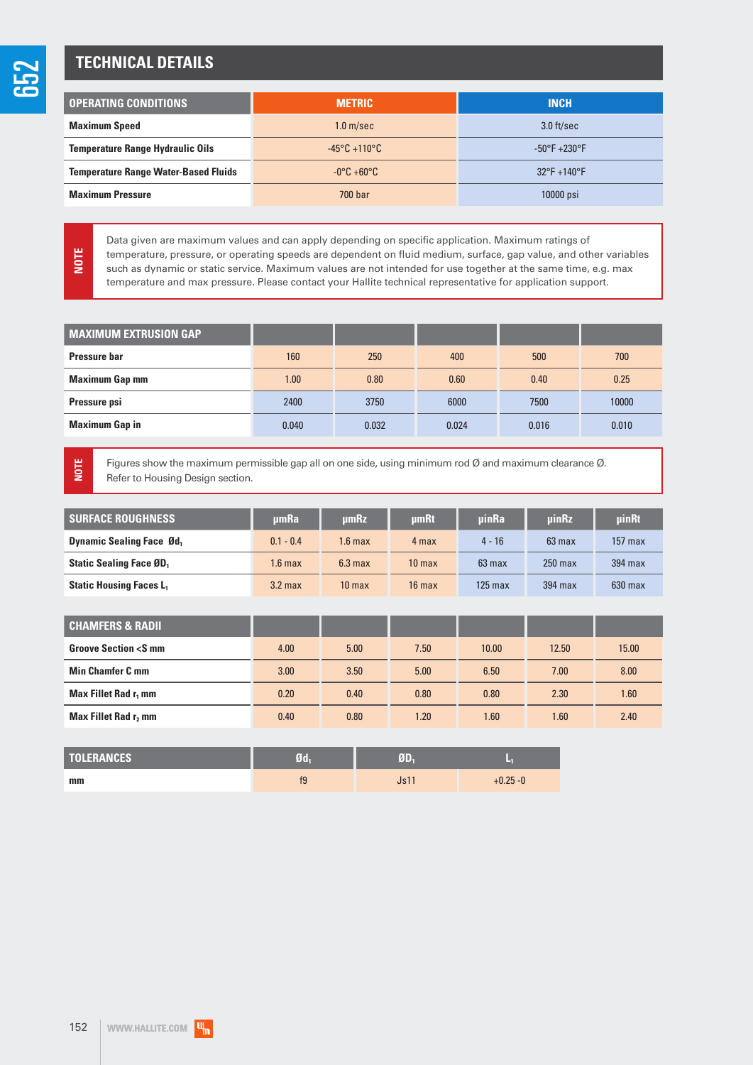## TECHNICAL DETAILS

| OPERATING CONDITIONS | METRIC | INCH |
|---|---|---|
| **Maximum Speed** | 1.0 m/sec | 3.0 ft/sec |
| **Temperature Range Hydraulic Oils** | -45°C +110°C | -50°F +230°F |
| **Temperature Range Water-Based Fluids** | -0°C +60°C | 32°F +140°F |
| **Maximum Pressure** | 700 bar | 10000 psi |

**NOTE** Data given are maximum values and can apply depending on specific application. Maximum ratings of temperature, pressure, or operating speeds are dependent on fluid medium, surface, gap value, and other variables such as dynamic or static service. Maximum values are not intended for use together at the same time, e.g. max temperature and max pressure. Please contact your Hallite technical representative for application support.

| MAXIMUM EXTRUSION GAP | | | | | |
|---|---|---|---|---|---|
| **Pressure bar** | 160 | 250 | 400 | 500 | 700 |
| **Maximum Gap mm** | 1.00 | 0.80 | 0.60 | 0.40 | 0.25 |
| **Pressure psi** | 2400 | 3750 | 6000 | 7500 | 10000 |
| **Maximum Gap in** | 0.040 | 0.032 | 0.024 | 0.016 | 0.010 |

**NOTE** Figures show the maximum permissible gap all on one side, using minimum rod Ø and maximum clearance Ø. Refer to Housing Design section.

| SURFACE ROUGHNESS | μmRa | μmRz | μmRt | μinRa | μinRz | μinRt |
|---|---|---|---|---|---|---|
| **Dynamic Sealing Face Ø$d_1$** | 0.1 - 0.4 | 1.6 max | 4 max | 4 - 16 | 63 max | 157 max |
| **Static Sealing Face Ø$D_1$** | 1.6 max | 6.3 max | 10 max | 63 max | 250 max | 394 max |
| **Static Housing Faces $L_1$** | 3.2 max | 10 max | 16 max | 125 max | 394 max | 630 max |

| CHAMFERS & RADII | | | | | | |
|---|---|---|---|---|---|---|
| **Groove Section <S mm** | 4.00 | 5.00 | 7.50 | 10.00 | 12.50 | 15.00 |
| **Min Chamfer C mm** | 3.00 | 3.50 | 5.00 | 6.50 | 7.00 | 8.00 |
| **Max Fillet Rad $r_1$ mm** | 0.20 | 0.40 | 0.80 | 0.80 | 2.30 | 1.60 |
| **Max Fillet Rad $r_2$ mm** | 0.40 | 0.80 | 1.20 | 1.60 | 1.60 | 2.40 |

| TOLERANCES | Ø$d_1$ | Ø$D_1$ | $L_1$ |
|---|---|---|---|
| **mm** | f9 | Js11 | +0.25 -0 |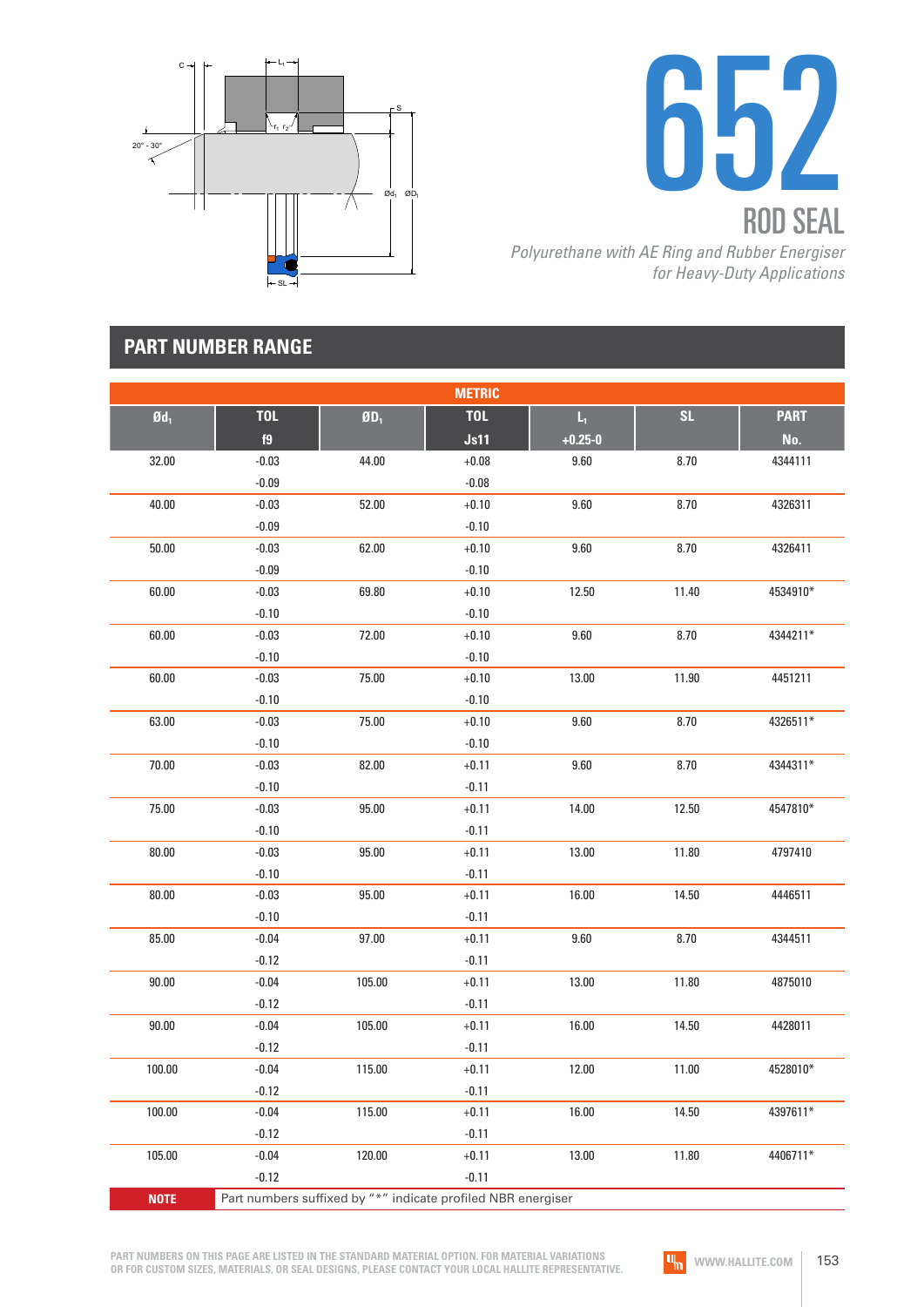# 652

## ROD SEAL

*Polyurethane with AE Ring and Rubber Energiser for Heavy-Duty Applications*

## PART NUMBER RANGE

| METRIC | | | | | | |
|---|---|---|---|---|---|---|
| $Ød_1$ | TOL f9 | $ØD_1$ | TOL Js11 | $L_1$ +0.25-0 | SL | PART No. |
| 32.00 | -0.03 -0.09 | 44.00 | +0.08 -0.08 | 9.60 | 8.70 | 4344111 |
| 40.00 | -0.03 -0.09 | 52.00 | +0.10 -0.10 | 9.60 | 8.70 | 4326311 |
| 50.00 | -0.03 -0.09 | 62.00 | +0.10 -0.10 | 9.60 | 8.70 | 4326411 |
| 60.00 | -0.03 -0.10 | 69.80 | +0.10 -0.10 | 12.50 | 11.40 | 4534910* |
| 60.00 | -0.03 -0.10 | 72.00 | +0.10 -0.10 | 9.60 | 8.70 | 4344211* |
| 60.00 | -0.03 -0.10 | 75.00 | +0.10 -0.10 | 13.00 | 11.90 | 4451211 |
| 63.00 | -0.03 -0.10 | 75.00 | +0.10 -0.10 | 9.60 | 8.70 | 4326511* |
| 70.00 | -0.03 -0.10 | 82.00 | +0.11 -0.11 | 9.60 | 8.70 | 4344311* |
| 75.00 | -0.03 -0.10 | 95.00 | +0.11 -0.11 | 14.00 | 12.50 | 4547810* |
| 80.00 | -0.03 -0.10 | 95.00 | +0.11 -0.11 | 13.00 | 11.80 | 4797410 |
| 80.00 | -0.03 -0.10 | 95.00 | +0.11 -0.11 | 16.00 | 14.50 | 4446511 |
| 85.00 | -0.04 -0.12 | 97.00 | +0.11 -0.11 | 9.60 | 8.70 | 4344511 |
| 90.00 | -0.04 -0.12 | 105.00 | +0.11 -0.11 | 13.00 | 11.80 | 4875010 |
| 90.00 | -0.04 -0.12 | 105.00 | +0.11 -0.11 | 16.00 | 14.50 | 4428011 |
| 100.00 | -0.04 -0.12 | 115.00 | +0.11 -0.11 | 12.00 | 11.00 | 4528010* |
| 100.00 | -0.04 -0.12 | 115.00 | +0.11 -0.11 | 16.00 | 14.50 | 4397611* |
| 105.00 | -0.04 -0.12 | 120.00 | +0.11 -0.11 | 13.00 | 11.80 | 4406711* |

**NOTE** Part numbers suffixed by "*" indicate profiled NBR energiser

PART NUMBERS ON THIS PAGE ARE LISTED IN THE STANDARD MATERIAL OPTION. FOR MATERIAL VARIATIONS OR FOR CUSTOM SIZES, MATERIALS, OR SEAL DESIGNS, PLEASE CONTACT YOUR LOCAL HALLITE REPRESENTATIVE.

WWW.HALLITE.COM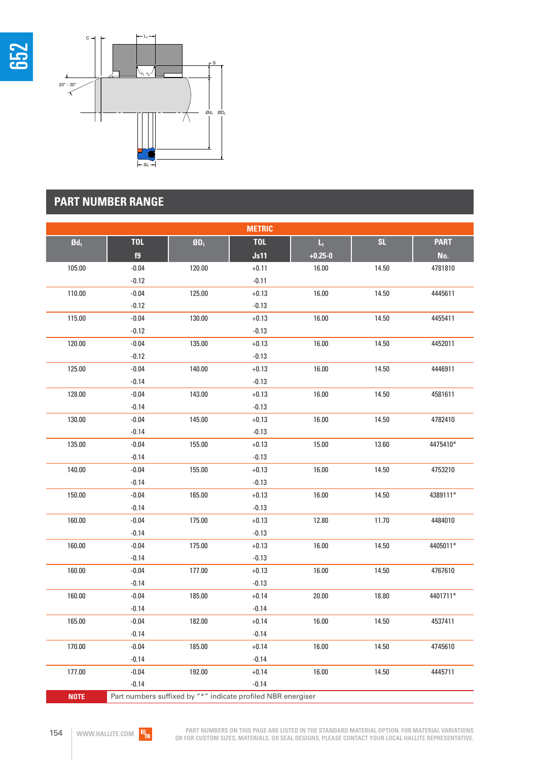## PART NUMBER RANGE

| METRIC | | | | | | |
|---|---|---|---|---|---|---|
| $Ød_1$ | TOL f9 | $ØD_1$ | TOL Js11 | $L_1$ +0.25-0 | SL | PART No. |
| 105.00 | -0.04 / -0.12 | 120.00 | +0.11 / -0.11 | 16.00 | 14.50 | 4781810 |
| 110.00 | -0.04 / -0.12 | 125.00 | +0.13 / -0.13 | 16.00 | 14.50 | 4445611 |
| 115.00 | -0.04 / -0.12 | 130.00 | +0.13 / -0.13 | 16.00 | 14.50 | 4455411 |
| 120.00 | -0.04 / -0.12 | 135.00 | +0.13 / -0.13 | 16.00 | 14.50 | 4452011 |
| 125.00 | -0.04 / -0.14 | 140.00 | +0.13 / -0.13 | 16.00 | 14.50 | 4446911 |
| 128.00 | -0.04 / -0.14 | 143.00 | +0.13 / -0.13 | 16.00 | 14.50 | 4581611 |
| 130.00 | -0.04 / -0.14 | 145.00 | +0.13 / -0.13 | 16.00 | 14.50 | 4782410 |
| 135.00 | -0.04 / -0.14 | 155.00 | +0.13 / -0.13 | 15.00 | 13.60 | 4475410* |
| 140.00 | -0.04 / -0.14 | 155.00 | +0.13 / -0.13 | 16.00 | 14.50 | 4753210 |
| 150.00 | -0.04 / -0.14 | 165.00 | +0.13 / -0.13 | 16.00 | 14.50 | 4389111* |
| 160.00 | -0.04 / -0.14 | 175.00 | +0.13 / -0.13 | 12.80 | 11.70 | 4484010 |
| 160.00 | -0.04 / -0.14 | 175.00 | +0.13 / -0.13 | 16.00 | 14.50 | 4405011* |
| 160.00 | -0.04 / -0.14 | 177.00 | +0.13 / -0.13 | 16.00 | 14.50 | 4767610 |
| 160.00 | -0.04 / -0.14 | 185.00 | +0.14 / -0.14 | 20.00 | 18.80 | 4401711* |
| 165.00 | -0.04 / -0.14 | 182.00 | +0.14 / -0.14 | 16.00 | 14.50 | 4537411 |
| 170.00 | -0.04 / -0.14 | 185.00 | +0.14 / -0.14 | 16.00 | 14.50 | 4745610 |
| 177.00 | -0.04 / -0.14 | 192.00 | +0.14 / -0.14 | 16.00 | 14.50 | 4445711 |

**NOTE** Part numbers suffixed by "*" indicate profiled NBR energiser

PART NUMBERS ON THIS PAGE ARE LISTED IN THE STANDARD MATERIAL OPTION. FOR MATERIAL VARIATIONS OR FOR CUSTOM SIZES, MATERIALS, OR SEAL DESIGNS, PLEASE CONTACT YOUR LOCAL HALLITE REPRESENTATIVE.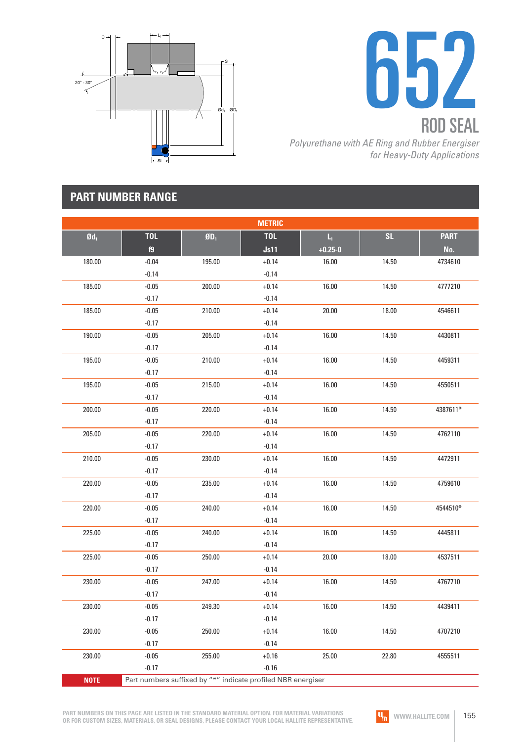# 652

## ROD SEAL

*Polyurethane with AE Ring and Rubber Energiser for Heavy-Duty Applications*

## PART NUMBER RANGE

| METRIC | | | | | | |
|---|---|---|---|---|---|---|
| Ød$_1$ | TOL f9 | ØD$_1$ | TOL Js11 | L$_1$ +0.25-0 | SL | PART No. |
| 180.00 | -0.04 -0.14 | 195.00 | +0.14 -0.14 | 16.00 | 14.50 | 4734610 |
| 185.00 | -0.05 -0.17 | 200.00 | +0.14 -0.14 | 16.00 | 14.50 | 4777210 |
| 185.00 | -0.05 -0.17 | 210.00 | +0.14 -0.14 | 20.00 | 18.00 | 4546611 |
| 190.00 | -0.05 -0.17 | 205.00 | +0.14 -0.14 | 16.00 | 14.50 | 4430811 |
| 195.00 | -0.05 -0.17 | 210.00 | +0.14 -0.14 | 16.00 | 14.50 | 4459311 |
| 195.00 | -0.05 -0.17 | 215.00 | +0.14 -0.14 | 16.00 | 14.50 | 4550511 |
| 200.00 | -0.05 -0.17 | 220.00 | +0.14 -0.14 | 16.00 | 14.50 | 4387611* |
| 205.00 | -0.05 -0.17 | 220.00 | +0.14 -0.14 | 16.00 | 14.50 | 4762110 |
| 210.00 | -0.05 -0.17 | 230.00 | +0.14 -0.14 | 16.00 | 14.50 | 4472911 |
| 220.00 | -0.05 -0.17 | 235.00 | +0.14 -0.14 | 16.00 | 14.50 | 4759610 |
| 220.00 | -0.05 -0.17 | 240.00 | +0.14 -0.14 | 16.00 | 14.50 | 4544510* |
| 225.00 | -0.05 -0.17 | 240.00 | +0.14 -0.14 | 16.00 | 14.50 | 4445811 |
| 225.00 | -0.05 -0.17 | 250.00 | +0.14 -0.14 | 20.00 | 18.00 | 4537511 |
| 230.00 | -0.05 -0.17 | 247.00 | +0.14 -0.14 | 16.00 | 14.50 | 4767710 |
| 230.00 | -0.05 -0.17 | 249.30 | +0.14 -0.14 | 16.00 | 14.50 | 4439411 |
| 230.00 | -0.05 -0.17 | 250.00 | +0.14 -0.14 | 16.00 | 14.50 | 4707210 |
| 230.00 | -0.05 -0.17 | 255.00 | +0.16 -0.16 | 25.00 | 22.80 | 4555511 |

**NOTE** Part numbers suffixed by "*" indicate profiled NBR energiser

PART NUMBERS ON THIS PAGE ARE LISTED IN THE STANDARD MATERIAL OPTION. FOR MATERIAL VARIATIONS OR FOR CUSTOM SIZES, MATERIALS, OR SEAL DESIGNS, PLEASE CONTACT YOUR LOCAL HALLITE REPRESENTATIVE.

WWW.HALLITE.COM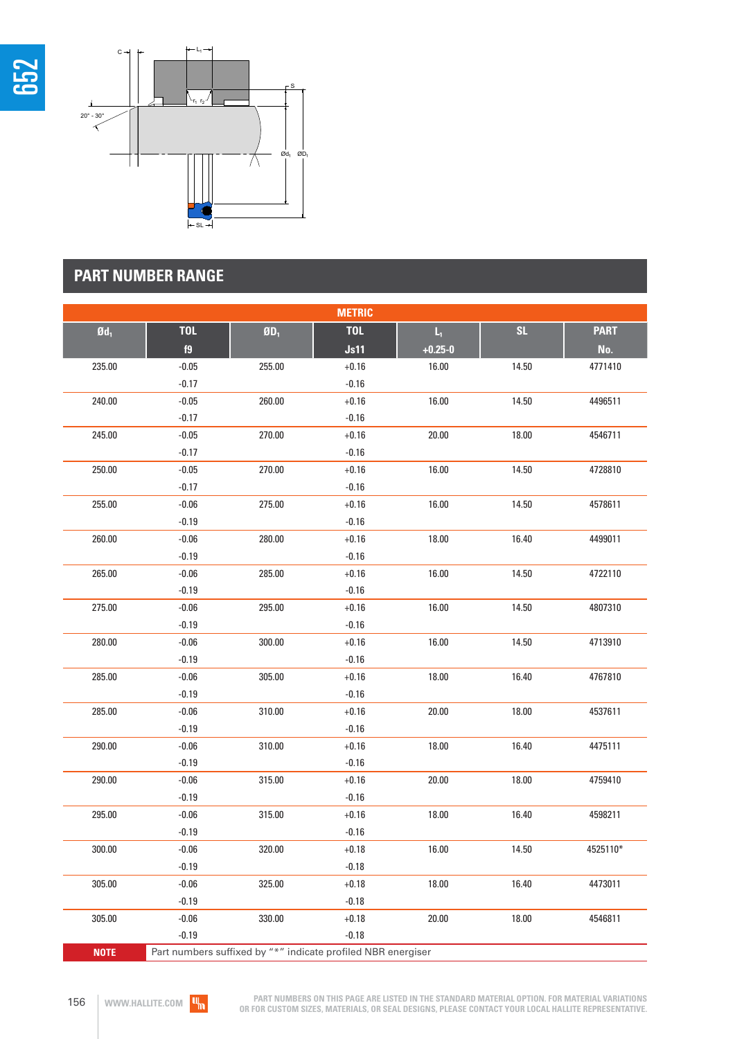## PART NUMBER RANGE

| METRIC | | | | | | |
|---|---|---|---|---|---|---|
| $Ød_1$ | TOL f9 | $ØD_1$ | TOL Js11 | $L_1$ +0.25-0 | SL | PART No. |
| 235.00 | -0.05 -0.17 | 255.00 | +0.16 -0.16 | 16.00 | 14.50 | 4771410 |
| 240.00 | -0.05 -0.17 | 260.00 | +0.16 -0.16 | 16.00 | 14.50 | 4496511 |
| 245.00 | -0.05 -0.17 | 270.00 | +0.16 -0.16 | 20.00 | 18.00 | 4546711 |
| 250.00 | -0.05 -0.17 | 270.00 | +0.16 -0.16 | 16.00 | 14.50 | 4728810 |
| 255.00 | -0.06 -0.19 | 275.00 | +0.16 -0.16 | 16.00 | 14.50 | 4578611 |
| 260.00 | -0.06 -0.19 | 280.00 | +0.16 -0.16 | 18.00 | 16.40 | 4499011 |
| 265.00 | -0.06 -0.19 | 285.00 | +0.16 -0.16 | 16.00 | 14.50 | 4722110 |
| 275.00 | -0.06 -0.19 | 295.00 | +0.16 -0.16 | 16.00 | 14.50 | 4807310 |
| 280.00 | -0.06 -0.19 | 300.00 | +0.16 -0.16 | 16.00 | 14.50 | 4713910 |
| 285.00 | -0.06 -0.19 | 305.00 | +0.16 -0.16 | 18.00 | 16.40 | 4767810 |
| 285.00 | -0.06 -0.19 | 310.00 | +0.16 -0.16 | 20.00 | 18.00 | 4537611 |
| 290.00 | -0.06 -0.19 | 310.00 | +0.16 -0.16 | 18.00 | 16.40 | 4475111 |
| 290.00 | -0.06 -0.19 | 315.00 | +0.16 -0.16 | 20.00 | 18.00 | 4759410 |
| 295.00 | -0.06 -0.19 | 315.00 | +0.16 -0.16 | 18.00 | 16.40 | 4598211 |
| 300.00 | -0.06 -0.19 | 320.00 | +0.18 -0.18 | 16.00 | 14.50 | 4525110* |
| 305.00 | -0.06 -0.19 | 325.00 | +0.18 -0.18 | 18.00 | 16.40 | 4473011 |
| 305.00 | -0.06 -0.19 | 330.00 | +0.18 -0.18 | 20.00 | 18.00 | 4546811 |

**NOTE** Part numbers suffixed by "*" indicate profiled NBR energiser

PART NUMBERS ON THIS PAGE ARE LISTED IN THE STANDARD MATERIAL OPTION. FOR MATERIAL VARIATIONS OR FOR CUSTOM SIZES, MATERIALS, OR SEAL DESIGNS, PLEASE CONTACT YOUR LOCAL HALLITE REPRESENTATIVE.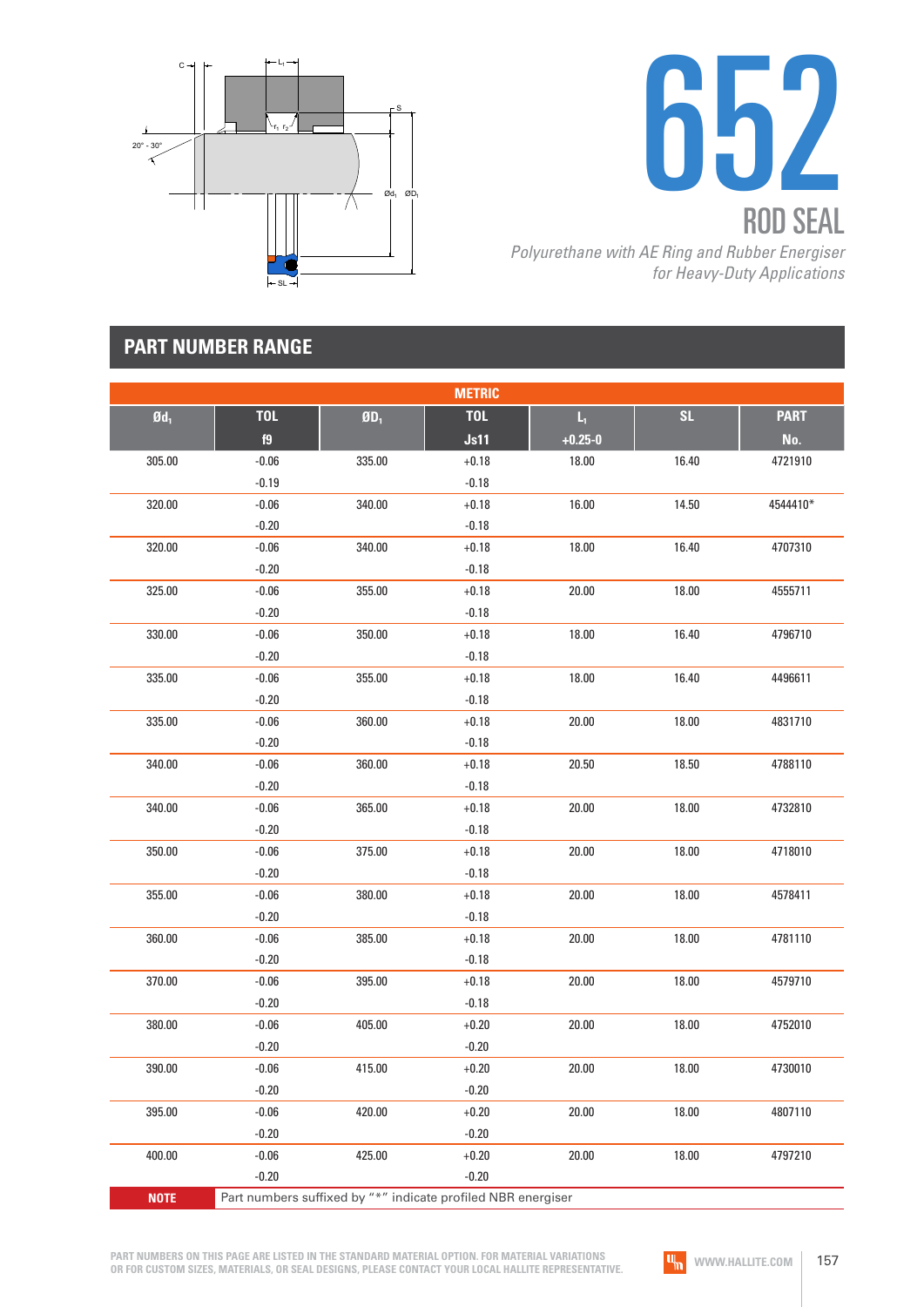# 652

## ROD SEAL

*Polyurethane with AE Ring and Rubber Energiser for Heavy-Duty Applications*

## PART NUMBER RANGE

| METRIC | | | | | | |
|---|---|---|---|---|---|---|
| $Ød_1$ | TOL f9 | $ØD_1$ | TOL Js11 | $L_1$ +0.25-0 | SL | PART No. |
| 305.00 | -0.06 / -0.19 | 335.00 | +0.18 / -0.18 | 18.00 | 16.40 | 4721910 |
| 320.00 | -0.06 / -0.20 | 340.00 | +0.18 / -0.18 | 16.00 | 14.50 | 4544410* |
| 320.00 | -0.06 / -0.20 | 340.00 | +0.18 / -0.18 | 18.00 | 16.40 | 4707310 |
| 325.00 | -0.06 / -0.20 | 355.00 | +0.18 / -0.18 | 20.00 | 18.00 | 4555711 |
| 330.00 | -0.06 / -0.20 | 350.00 | +0.18 / -0.18 | 18.00 | 16.40 | 4796710 |
| 335.00 | -0.06 / -0.20 | 355.00 | +0.18 / -0.18 | 18.00 | 16.40 | 4496611 |
| 335.00 | -0.06 / -0.20 | 360.00 | +0.18 / -0.18 | 20.00 | 18.00 | 4831710 |
| 340.00 | -0.06 / -0.20 | 360.00 | +0.18 / -0.18 | 20.50 | 18.50 | 4788110 |
| 340.00 | -0.06 / -0.20 | 365.00 | +0.18 / -0.18 | 20.00 | 18.00 | 4732810 |
| 350.00 | -0.06 / -0.20 | 375.00 | +0.18 / -0.18 | 20.00 | 18.00 | 4718010 |
| 355.00 | -0.06 / -0.20 | 380.00 | +0.18 / -0.18 | 20.00 | 18.00 | 4578411 |
| 360.00 | -0.06 / -0.20 | 385.00 | +0.18 / -0.18 | 20.00 | 18.00 | 4781110 |
| 370.00 | -0.06 / -0.20 | 395.00 | +0.18 / -0.18 | 20.00 | 18.00 | 4579710 |
| 380.00 | -0.06 / -0.20 | 405.00 | +0.20 / -0.20 | 20.00 | 18.00 | 4752010 |
| 390.00 | -0.06 / -0.20 | 415.00 | +0.20 / -0.20 | 20.00 | 18.00 | 4730010 |
| 395.00 | -0.06 / -0.20 | 420.00 | +0.20 / -0.20 | 20.00 | 18.00 | 4807110 |
| 400.00 | -0.06 / -0.20 | 425.00 | +0.20 / -0.20 | 20.00 | 18.00 | 4797210 |

**NOTE** Part numbers suffixed by "*" indicate profiled NBR energiser

PART NUMBERS ON THIS PAGE ARE LISTED IN THE STANDARD MATERIAL OPTION. FOR MATERIAL VARIATIONS OR FOR CUSTOM SIZES, MATERIALS, OR SEAL DESIGNS, PLEASE CONTACT YOUR LOCAL HALLITE REPRESENTATIVE.

WWW.HALLITE.COM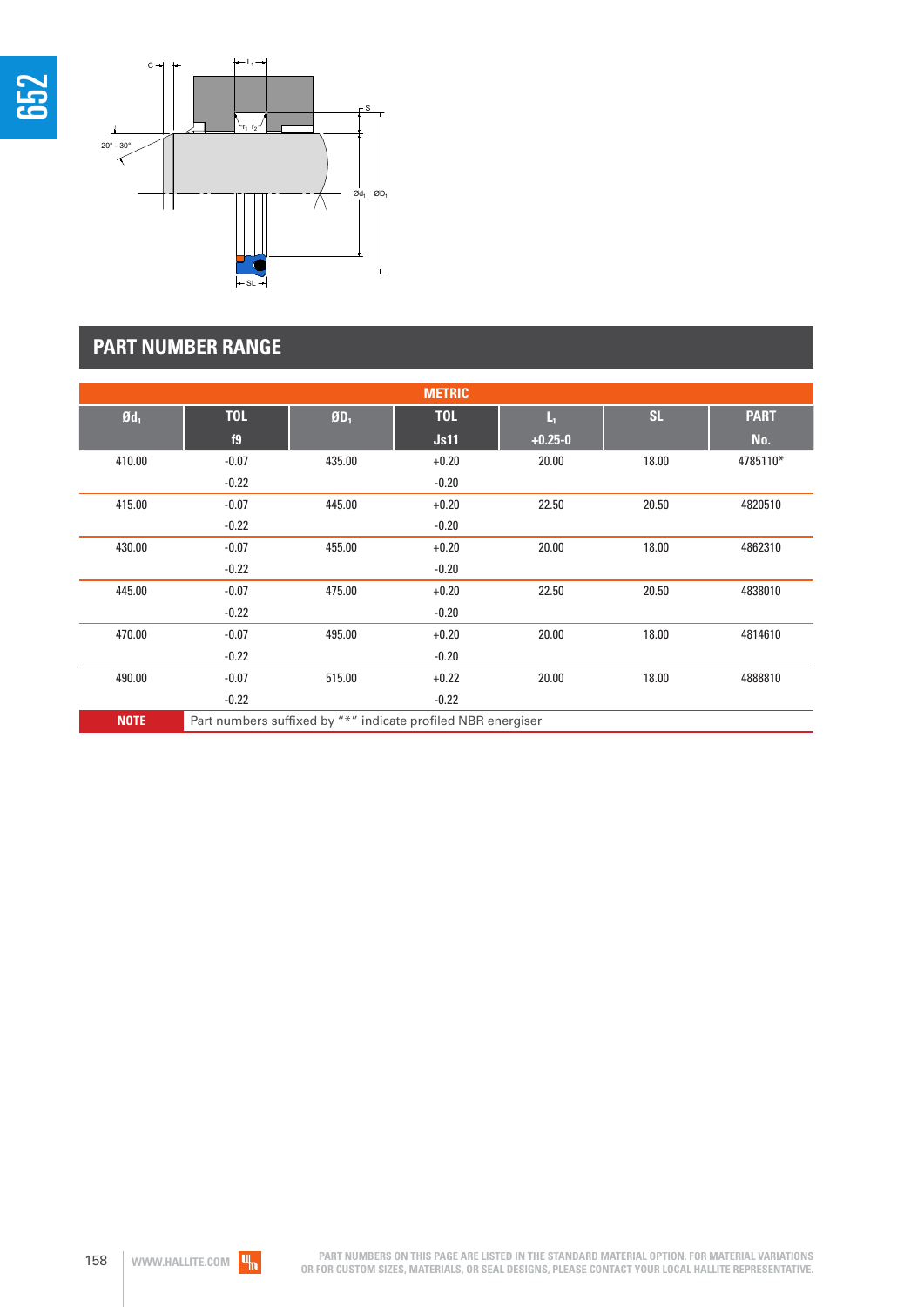## PART NUMBER RANGE

| METRIC | | | | | | |
|---|---|---|---|---|---|---|
| $Ød_1$ | TOL f9 | $ØD_1$ | TOL Js11 | $L_1$ +0.25-0 | SL | PART No. |
| 410.00 | -0.07 -0.22 | 435.00 | +0.20 -0.20 | 20.00 | 18.00 | 4785110* |
| 415.00 | -0.07 -0.22 | 445.00 | +0.20 -0.20 | 22.50 | 20.50 | 4820510 |
| 430.00 | -0.07 -0.22 | 455.00 | +0.20 -0.20 | 20.00 | 18.00 | 4862310 |
| 445.00 | -0.07 -0.22 | 475.00 | +0.20 -0.20 | 22.50 | 20.50 | 4838010 |
| 470.00 | -0.07 -0.22 | 495.00 | +0.20 -0.20 | 20.00 | 18.00 | 4814610 |
| 490.00 | -0.07 -0.22 | 515.00 | +0.22 -0.22 | 20.00 | 18.00 | 4888810 |

**NOTE** Part numbers suffixed by "*" indicate profiled NBR energiser

PART NUMBERS ON THIS PAGE ARE LISTED IN THE STANDARD MATERIAL OPTION. FOR MATERIAL VARIATIONS OR FOR CUSTOM SIZES, MATERIALS, OR SEAL DESIGNS, PLEASE CONTACT YOUR LOCAL HALLITE REPRESENTATIVE.